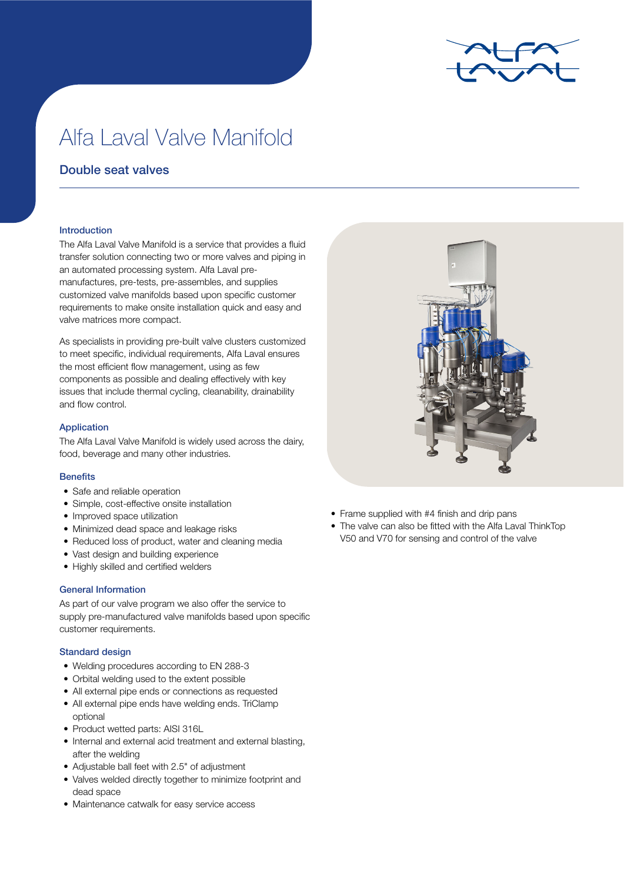# Alfa Laval Valve Manifold

## Double seat valves

### Introduction

The Alfa Laval Valve Manifold is a service that provides a fluid transfer solution connecting two or more valves and piping in an automated processing system. Alfa Laval pre-manufactures, pre-tests, pre-assembles, and supplies customized valve manifolds based upon specific customer requirements to make onsite installation quick and easy and valve matrices more compact.

As specialists in providing pre-built valve clusters customized to meet specific, individual requirements, Alfa Laval ensures the most efficient flow management, using as few components as possible and dealing effectively with key issues that include thermal cycling, cleanability, drainability and flow control.

### Application

The Alfa Laval Valve Manifold is widely used across the dairy, food, beverage and many other industries.

### Benefits

- Safe and reliable operation
- Simple, cost-effective onsite installation
- Improved space utilization
- Minimized dead space and leakage risks
- Reduced loss of product, water and cleaning media
- Vast design and building experience
- Highly skilled and certified welders

### General Information

As part of our valve program we also offer the service to supply pre-manufactured valve manifolds based upon specific customer requirements.

### Standard design

- Welding procedures according to EN 288-3
- Orbital welding used to the extent possible
- All external pipe ends or connections as requested
- All external pipe ends have welding ends. TriClamp optional
- Product wetted parts: AISI 316L
- Internal and external acid treatment and external blasting, after the welding
- Adjustable ball feet with 2.5" of adjustment
- Valves welded directly together to minimize footprint and dead space
- Maintenance catwalk for easy service access
- Frame supplied with #4 finish and drip pans
- The valve can also be fitted with the Alfa Laval ThinkTop V50 and V70 for sensing and control of the valve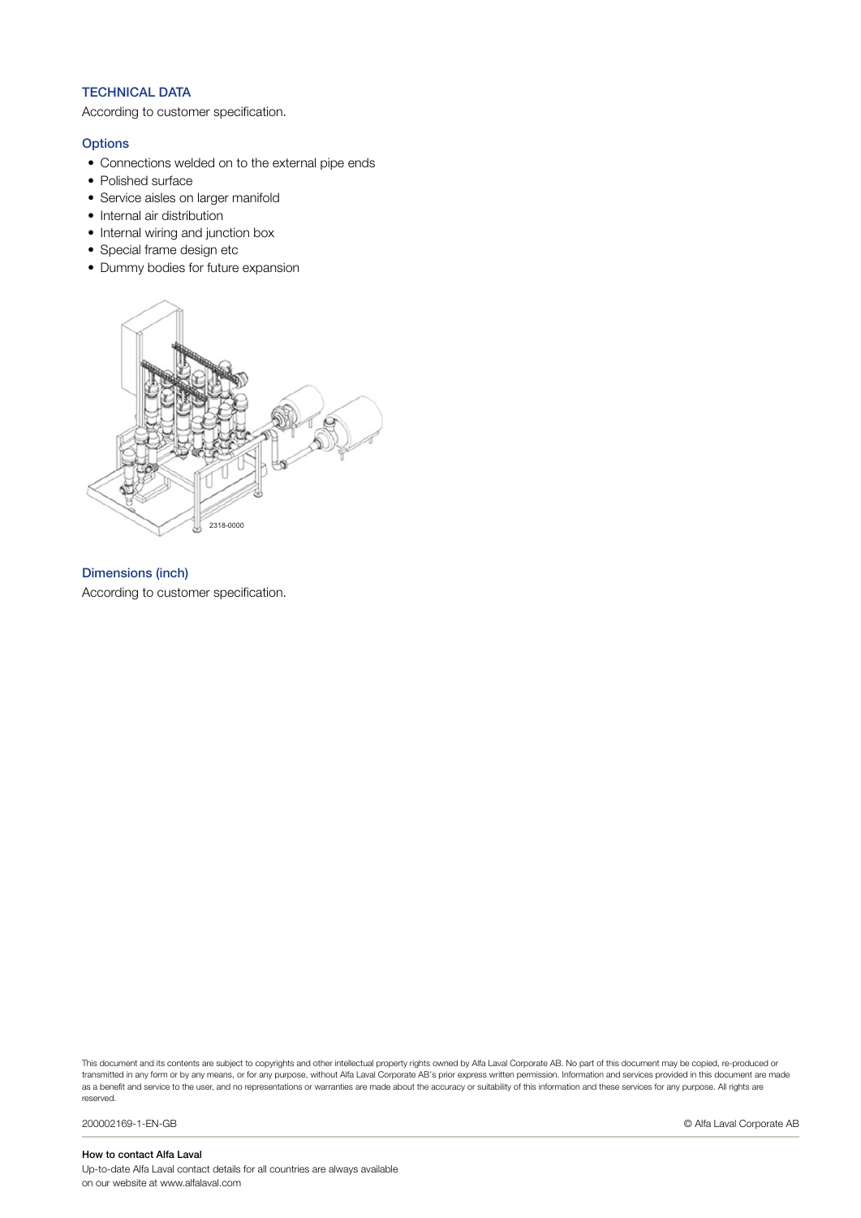## TECHNICAL DATA

According to customer specification.

### Options

- Connections welded on to the external pipe ends
- Polished surface
- Service aisles on larger manifold
- Internal air distribution
- Internal wiring and junction box
- Special frame design etc
- Dummy bodies for future expansion

2318-0000

### Dimensions (inch)

According to customer specification.

This document and its contents are subject to copyrights and other intellectual property rights owned by Alfa Laval Corporate AB. No part of this document may be copied, re-produced or transmitted in any form or by any means, or for any purpose, without Alfa Laval Corporate AB's prior express written permission. Information and services provided in this document are made as a benefit and service to the user, and no representations or warranties are made about the accuracy or suitability of this information and these services for any purpose. All rights are reserved.

200002169-1-EN-GB

© Alfa Laval Corporate AB

**How to contact Alfa Laval**

Up-to-date Alfa Laval contact details for all countries are always available on our website at www.alfalaval.com